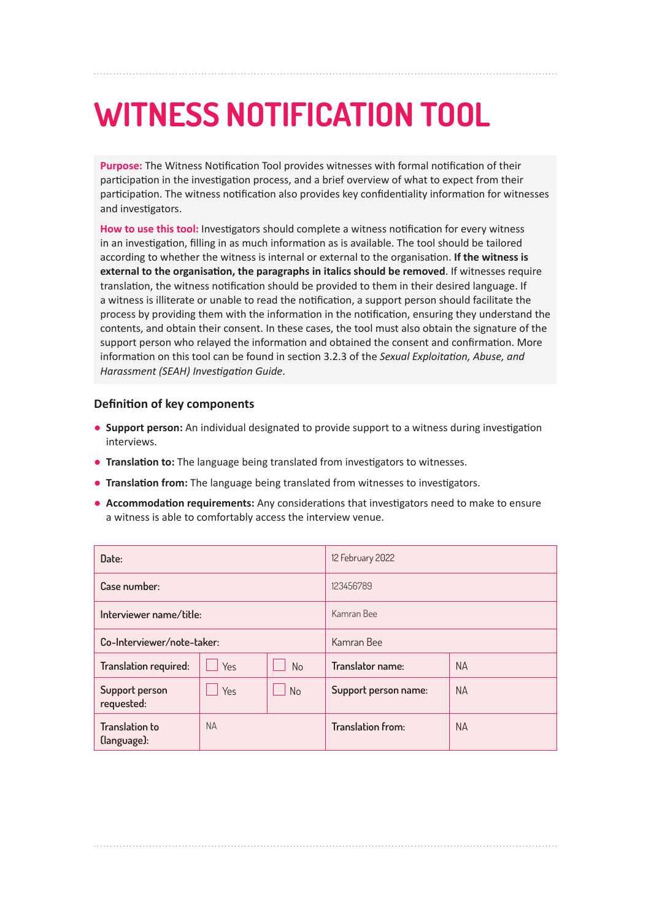# WITNESS NOTIFICATION TOOL

**Purpose:** The Witness Notification Tool provides witnesses with formal notification of their participation in the investigation process, and a brief overview of what to expect from their participation. The witness notification also provides key confidentiality information for witnesses and investigators.

**How to use this tool:** Investigators should complete a witness notification for every witness in an investigation, filling in as much information as is available. The tool should be tailored according to whether the witness is internal or external to the organisation. **If the witness is external to the organisation, the paragraphs in italics should be removed**. If witnesses require translation, the witness notification should be provided to them in their desired language. If a witness is illiterate or unable to read the notification, a support person should facilitate the process by providing them with the information in the notification, ensuring they understand the contents, and obtain their consent. In these cases, the tool must also obtain the signature of the support person who relayed the information and obtained the consent and confirmation. More information on this tool can be found in section 3.2.3 of the *Sexual Exploitation, Abuse, and Harassment (SEAH) Investigation Guide*.

### Definition of key components

- **Support person:** An individual designated to provide support to a witness during investigation interviews.
- **Translation to:** The language being translated from investigators to witnesses.
- **Translation from:** The language being translated from witnesses to investigators.
- **Accommodation requirements:** Any considerations that investigators need to make to ensure a witness is able to comfortably access the interview venue.

| Date: | | | 12 February 2022 | |
|---|---|---|---|---|
| Case number: | | | 123456789 | |
| Interviewer name/title: | | | Kamran Bee | |
| Co-Interviewer/note-taker: | | | Kamran Bee | |
| Translation required: | ☐ Yes | ☐ No | Translator name: | NA |
| Support person requested: | ☐ Yes | ☐ No | Support person name: | NA |
| Translation to (language): | NA | | Translation from: | NA |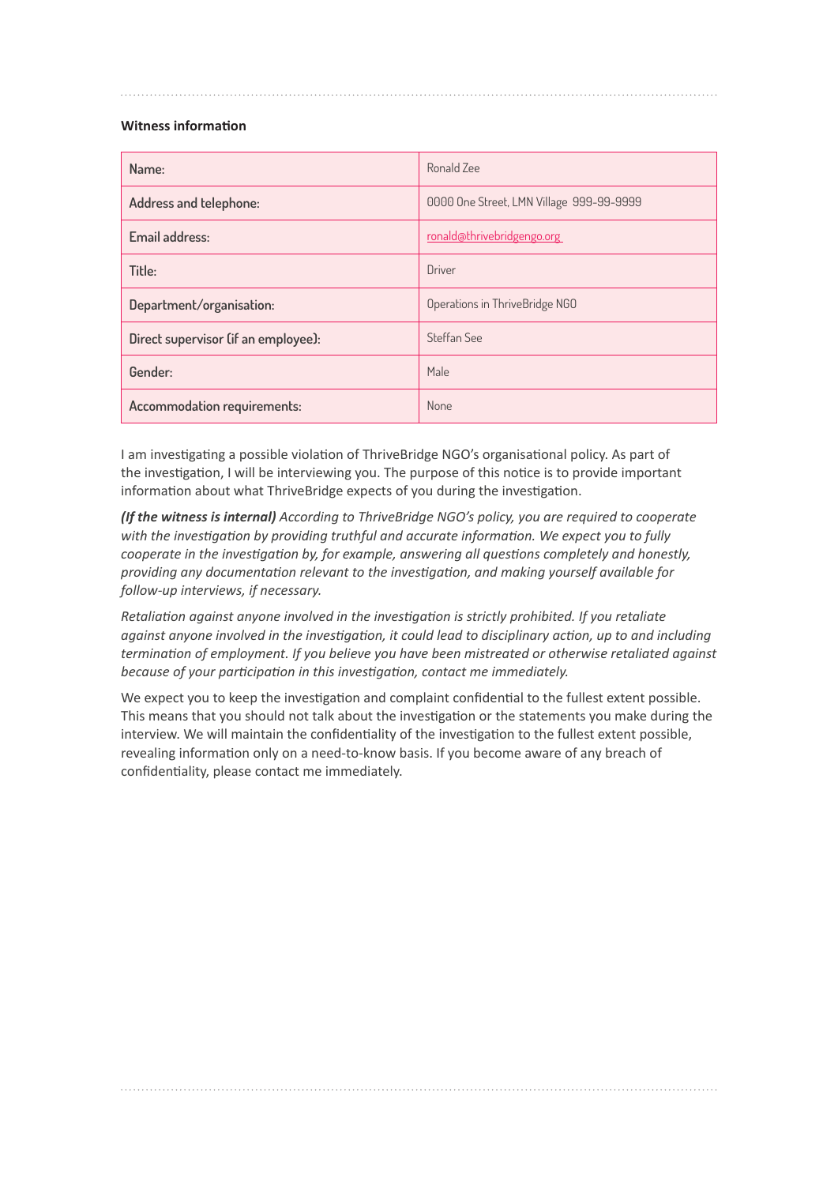**Witness information**

| Name: | Ronald Zee |
|---|---|
| Address and telephone: | 0000 One Street, LMN Village 999-99-9999 |
| Email address: | ronald@thrivebridgengo.org |
| Title: | Driver |
| Department/organisation: | Operations in ThriveBridge NGO |
| Direct supervisor (if an employee): | Steffan See |
| Gender: | Male |
| Accommodation requirements: | None |

I am investigating a possible violation of ThriveBridge NGO's organisational policy. As part of the investigation, I will be interviewing you. The purpose of this notice is to provide important information about what ThriveBridge expects of you during the investigation.

***(If the witness is internal)*** *According to ThriveBridge NGO's policy, you are required to cooperate with the investigation by providing truthful and accurate information. We expect you to fully cooperate in the investigation by, for example, answering all questions completely and honestly, providing any documentation relevant to the investigation, and making yourself available for follow-up interviews, if necessary.*

*Retaliation against anyone involved in the investigation is strictly prohibited. If you retaliate against anyone involved in the investigation, it could lead to disciplinary action, up to and including termination of employment. If you believe you have been mistreated or otherwise retaliated against because of your participation in this investigation, contact me immediately.*

We expect you to keep the investigation and complaint confidential to the fullest extent possible. This means that you should not talk about the investigation or the statements you make during the interview. We will maintain the confidentiality of the investigation to the fullest extent possible, revealing information only on a need-to-know basis. If you become aware of any breach of confidentiality, please contact me immediately.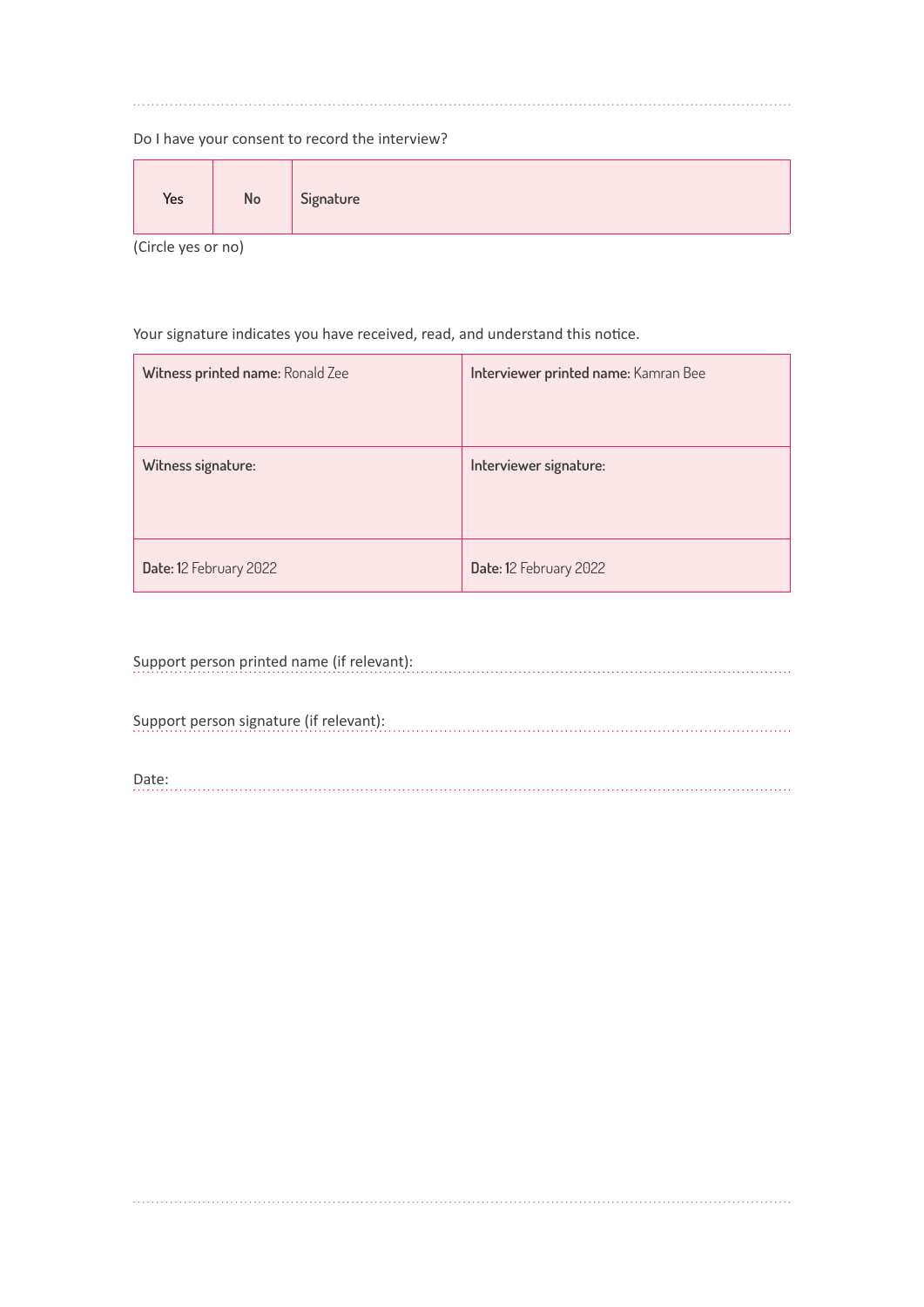Do I have your consent to record the interview?

| | | |
|---|---|---|
| Yes | No | Signature |

(Circle yes or no)

Your signature indicates you have received, read, and understand this notice.

| | |
|---|---|
| **Witness printed name:** Ronald Zee | **Interviewer printed name:** Kamran Bee |
| **Witness signature:** | **Interviewer signature:** |
| **Date:** 12 February 2022 | **Date:** 12 February 2022 |

Support person printed name (if relevant):

Support person signature (if relevant):

Date: